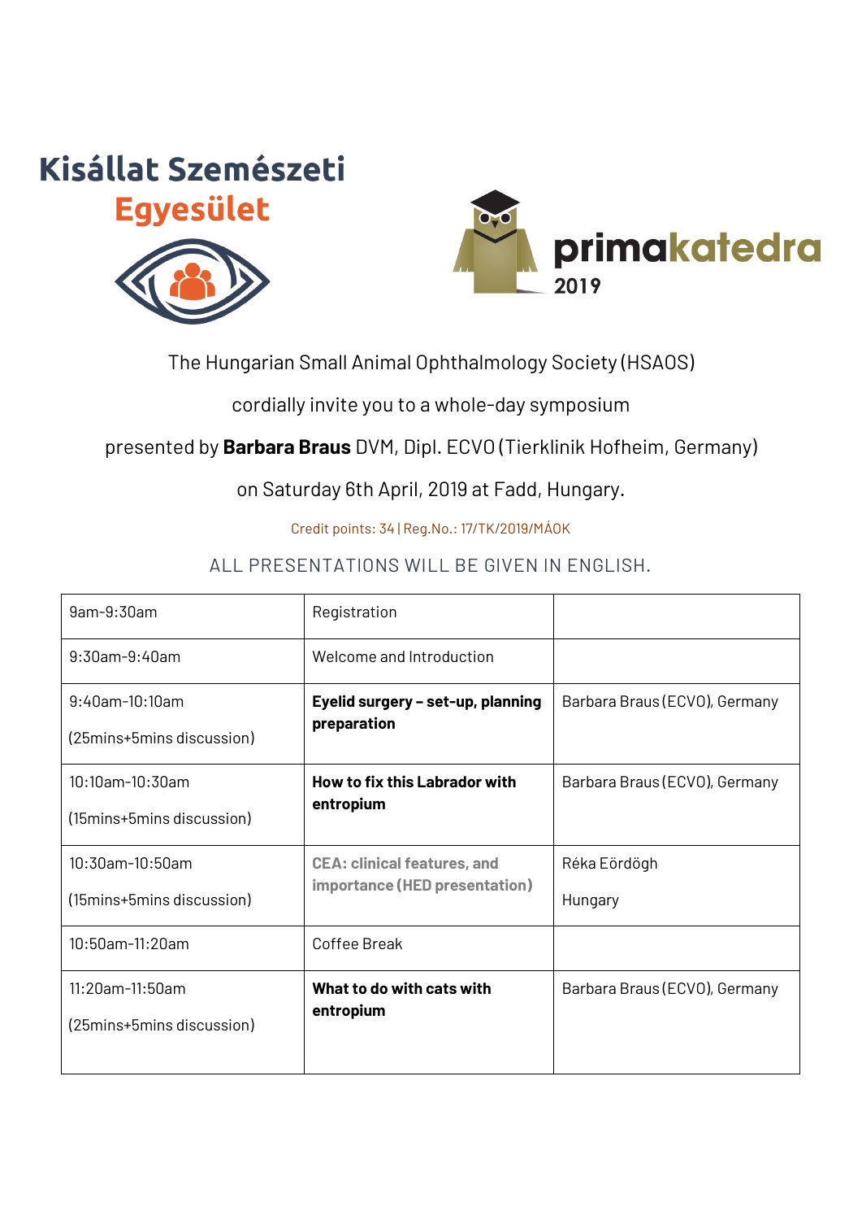Kisállat Szemészeti Egyesület

primakatedra 2019

The Hungarian Small Animal Ophthalmology Society (HSAOS)

cordially invite you to a whole-day symposium

presented by **Barbara Braus** DVM, Dipl. ECVO (Tierklinik Hofheim, Germany)

on Saturday 6th April, 2019 at Fadd, Hungary.

Credit points: 34 | Reg.No.: 17/TK/2019/MÁOK

ALL PRESENTATIONS WILL BE GIVEN IN ENGLISH.

| | | |
|---|---|---|
| 9am-9:30am | Registration | |
| 9:30am-9:40am | Welcome and Introduction | |
| 9:40am-10:10am (25mins+5mins discussion) | **Eyelid surgery – set-up, planning preparation** | Barbara Braus (ECVO), Germany |
| 10:10am-10:30am (15mins+5mins discussion) | **How to fix this Labrador with entropium** | Barbara Braus (ECVO), Germany |
| 10:30am-10:50am (15mins+5mins discussion) | **CEA: clinical features, and importance (HED presentation)** | Réka Eördögh Hungary |
| 10:50am-11:20am | Coffee Break | |
| 11:20am-11:50am (25mins+5mins discussion) | **What to do with cats with entropium** | Barbara Braus (ECVO), Germany |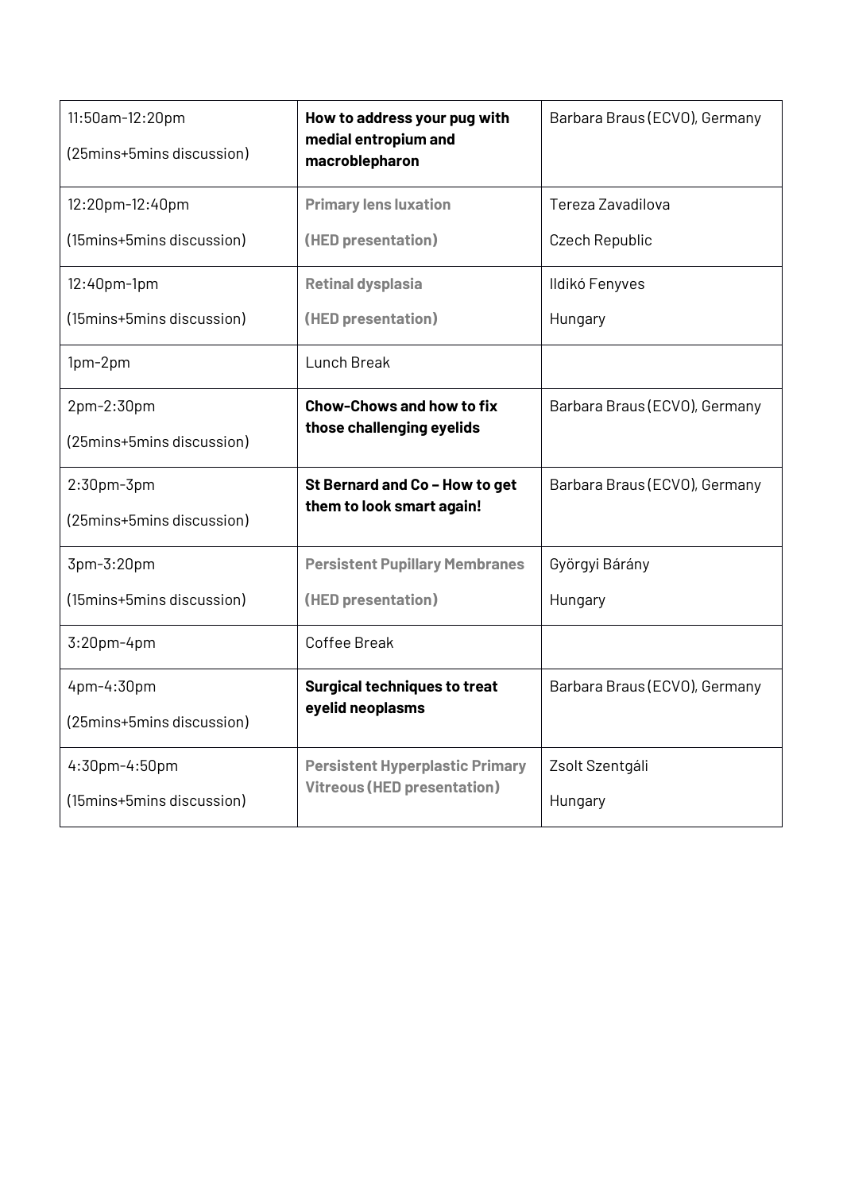| 11:50am-12:20pm (25mins+5mins discussion) | **How to address your pug with medial entropium and macroblepharon** | Barbara Braus (ECVO), Germany |
|---|---|---|
| 12:20pm-12:40pm (15mins+5mins discussion) | **Primary lens luxation (HED presentation)** | Tereza Zavadilova Czech Republic |
| 12:40pm-1pm (15mins+5mins discussion) | **Retinal dysplasia (HED presentation)** | Ildikó Fenyves Hungary |
| 1pm-2pm | Lunch Break | |
| 2pm-2:30pm (25mins+5mins discussion) | **Chow-Chows and how to fix those challenging eyelids** | Barbara Braus (ECVO), Germany |
| 2:30pm-3pm (25mins+5mins discussion) | **St Bernard and Co – How to get them to look smart again!** | Barbara Braus (ECVO), Germany |
| 3pm-3:20pm (15mins+5mins discussion) | **Persistent Pupillary Membranes (HED presentation)** | Györgyi Bárány Hungary |
| 3:20pm-4pm | Coffee Break | |
| 4pm-4:30pm (25mins+5mins discussion) | **Surgical techniques to treat eyelid neoplasms** | Barbara Braus (ECVO), Germany |
| 4:30pm-4:50pm (15mins+5mins discussion) | **Persistent Hyperplastic Primary Vitreous (HED presentation)** | Zsolt Szentgáli Hungary |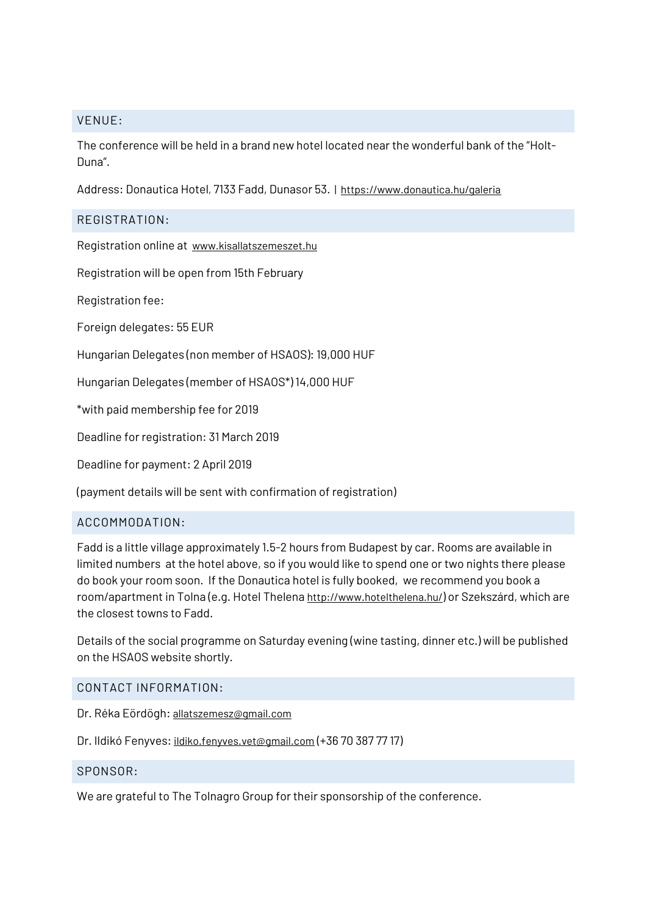## VENUE:

The conference will be held in a brand new hotel located near the wonderful bank of the "Holt-Duna".

Address: Donautica Hotel, 7133 Fadd, Dunasor 53. | https://www.donautica.hu/galeria

## REGISTRATION:

Registration online at www.kisallatszemeszet.hu

Registration will be open from 15th February

Registration fee:

Foreign delegates: 55 EUR

Hungarian Delegates (non member of HSAOS): 19,000 HUF

Hungarian Delegates (member of HSAOS*) 14,000 HUF

*with paid membership fee for 2019

Deadline for registration: 31 March 2019

Deadline for payment: 2 April 2019

(payment details will be sent with confirmation of registration)

## ACCOMMODATION:

Fadd is a little village approximately 1.5-2 hours from Budapest by car. Rooms are available in limited numbers at the hotel above, so if you would like to spend one or two nights there please do book your room soon. If the Donautica hotel is fully booked, we recommend you book a room/apartment in Tolna (e.g. Hotel Thelena http://www.hotelthelena.hu/) or Szekszárd, which are the closest towns to Fadd.

Details of the social programme on Saturday evening (wine tasting, dinner etc.) will be published on the HSAOS website shortly.

## CONTACT INFORMATION:

Dr. Réka Eördögh: allatszemesz@gmail.com

Dr. Ildikó Fenyves: ildiko.fenyves.vet@gmail.com (+36 70 387 77 17)

## SPONSOR:

We are grateful to The Tolnagro Group for their sponsorship of the conference.